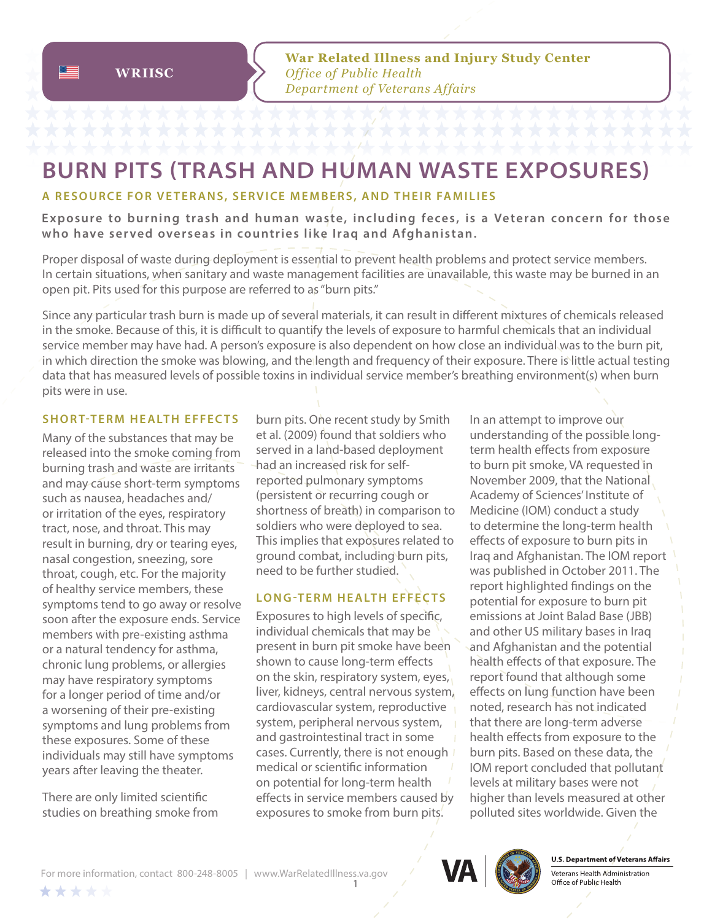WRIISC

**War Related Illness and Injury Study Center**
*Office of Public Health*
*Department of Veterans Affairs*

# BURN PITS (TRASH AND HUMAN WASTE EXPOSURES)

## A RESOURCE FOR VETERANS, SERVICE MEMBERS, AND THEIR FAMILIES

**Exposure to burning trash and human waste, including feces, is a Veteran concern for those who have served overseas in countries like Iraq and Afghanistan.**

Proper disposal of waste during deployment is essential to prevent health problems and protect service members. In certain situations, when sanitary and waste management facilities are unavailable, this waste may be burned in an open pit. Pits used for this purpose are referred to as "burn pits."

Since any particular trash burn is made up of several materials, it can result in different mixtures of chemicals released in the smoke. Because of this, it is difficult to quantify the levels of exposure to harmful chemicals that an individual service member may have had. A person's exposure is also dependent on how close an individual was to the burn pit, in which direction the smoke was blowing, and the length and frequency of their exposure. There is little actual testing data that has measured levels of possible toxins in individual service member's breathing environment(s) when burn pits were in use.

### SHORT-TERM HEALTH EFFECTS

Many of the substances that may be released into the smoke coming from burning trash and waste are irritants and may cause short-term symptoms such as nausea, headaches and/or irritation of the eyes, respiratory tract, nose, and throat. This may result in burning, dry or tearing eyes, nasal congestion, sneezing, sore throat, cough, etc. For the majority of healthy service members, these symptoms tend to go away or resolve soon after the exposure ends. Service members with pre-existing asthma or a natural tendency for asthma, chronic lung problems, or allergies may have respiratory symptoms for a longer period of time and/or a worsening of their pre-existing symptoms and lung problems from these exposures. Some of these individuals may still have symptoms years after leaving the theater.

There are only limited scientific studies on breathing smoke from burn pits. One recent study by Smith et al. (2009) found that soldiers who served in a land-based deployment had an increased risk for self-reported pulmonary symptoms (persistent or recurring cough or shortness of breath) in comparison to soldiers who were deployed to sea. This implies that exposures related to ground combat, including burn pits, need to be further studied.

### LONG-TERM HEALTH EFFECTS

Exposures to high levels of specific, individual chemicals that may be present in burn pit smoke have been shown to cause long-term effects on the skin, respiratory system, eyes, liver, kidneys, central nervous system, cardiovascular system, reproductive system, peripheral nervous system, and gastrointestinal tract in some cases. Currently, there is not enough medical or scientific information on potential for long-term health effects in service members caused by exposures to smoke from burn pits.

In an attempt to improve our understanding of the possible long-term health effects from exposure to burn pit smoke, VA requested in November 2009, that the National Academy of Sciences' Institute of Medicine (IOM) conduct a study to determine the long-term health effects of exposure to burn pits in Iraq and Afghanistan. The IOM report was published in October 2011. The report highlighted findings on the potential for exposure to burn pit emissions at Joint Balad Base (JBB) and other US military bases in Iraq and Afghanistan and the potential health effects of that exposure. The report found that although some effects on lung function have been noted, research has not indicated that there are long-term adverse health effects from exposure to the burn pits. Based on these data, the IOM report concluded that pollutant levels at military bases were not higher than levels measured at other polluted sites worldwide. Given the

For more information, contact 800-248-8005 | www.WarRelatedIllness.va.gov

U.S. Department of Veterans Affairs
Veterans Health Administration
Office of Public Health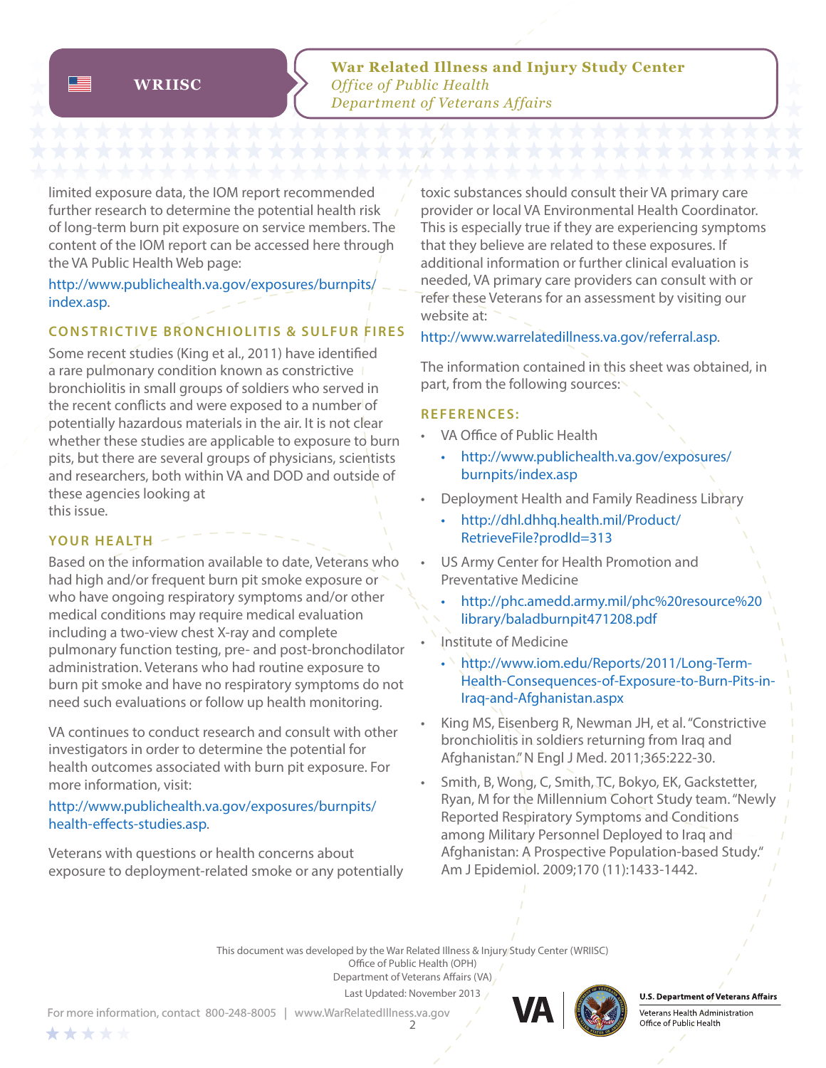limited exposure data, the IOM report recommended further research to determine the potential health risk of long-term burn pit exposure on service members. The content of the IOM report can be accessed here through the VA Public Health Web page:

http://www.publichealth.va.gov/exposures/burnpits/index.asp.

## CONSTRICTIVE BRONCHIOLITIS & SULFUR FIRES

Some recent studies (King et al., 2011) have identified a rare pulmonary condition known as constrictive bronchiolitis in small groups of soldiers who served in the recent conflicts and were exposed to a number of potentially hazardous materials in the air. It is not clear whether these studies are applicable to exposure to burn pits, but there are several groups of physicians, scientists and researchers, both within VA and DOD and outside of these agencies looking at this issue.

## YOUR HEALTH

Based on the information available to date, Veterans who had high and/or frequent burn pit smoke exposure or who have ongoing respiratory symptoms and/or other medical conditions may require medical evaluation including a two-view chest X-ray and complete pulmonary function testing, pre- and post-bronchodilator administration. Veterans who had routine exposure to burn pit smoke and have no respiratory symptoms do not need such evaluations or follow up health monitoring.

VA continues to conduct research and consult with other investigators in order to determine the potential for health outcomes associated with burn pit exposure. For more information, visit:

http://www.publichealth.va.gov/exposures/burnpits/health-effects-studies.asp.

Veterans with questions or health concerns about exposure to deployment-related smoke or any potentially toxic substances should consult their VA primary care provider or local VA Environmental Health Coordinator. This is especially true if they are experiencing symptoms that they believe are related to these exposures. If additional information or further clinical evaluation is needed, VA primary care providers can consult with or refer these Veterans for an assessment by visiting our website at:

http://www.warrelatedillness.va.gov/referral.asp.

The information contained in this sheet was obtained, in part, from the following sources:

## REFERENCES:

- VA Office of Public Health
  - http://www.publichealth.va.gov/exposures/burnpits/index.asp
- Deployment Health and Family Readiness Library
  - http://dhl.dhhq.health.mil/Product/RetrieveFile?prodId=313
- US Army Center for Health Promotion and Preventative Medicine
  - http://phc.amedd.army.mil/phc%20resource%20library/baladburnpit471208.pdf
- Institute of Medicine
  - http://www.iom.edu/Reports/2011/Long-Term-Health-Consequences-of-Exposure-to-Burn-Pits-in-Iraq-and-Afghanistan.aspx
- King MS, Eisenberg R, Newman JH, et al. "Constrictive bronchiolitis in soldiers returning from Iraq and Afghanistan." N Engl J Med. 2011;365:222-30.
- Smith, B, Wong, C, Smith, TC, Bokyo, EK, Gackstetter, Ryan, M for the Millennium Cohort Study team. "Newly Reported Respiratory Symptoms and Conditions among Military Personnel Deployed to Iraq and Afghanistan: A Prospective Population-based Study." Am J Epidemiol. 2009;170 (11):1433-1442.

This document was developed by the War Related Illness & Injury Study Center (WRIISC)
Office of Public Health (OPH)
Department of Veterans Affairs (VA)
Last Updated: November 2013